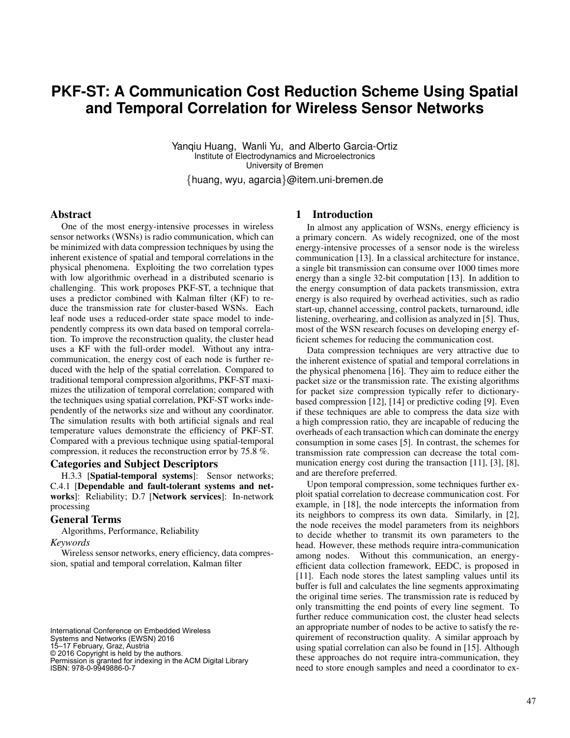# PKF-ST: A Communication Cost Reduction Scheme Using Spatial and Temporal Correlation for Wireless Sensor Networks

Yanqiu Huang, Wanli Yu, and Alberto Garcia-Ortiz
Institute of Electrodynamics and Microelectronics
University of Bremen

{huang, wyu, agarcia}@item.uni-bremen.de

## Abstract

One of the most energy-intensive processes in wireless sensor networks (WSNs) is radio communication, which can be minimized with data compression techniques by using the inherent existence of spatial and temporal correlations in the physical phenomena. Exploiting the two correlation types with low algorithmic overhead in a distributed scenario is challenging. This work proposes PKF-ST, a technique that uses a predictor combined with Kalman filter (KF) to reduce the transmission rate for cluster-based WSNs. Each leaf node uses a reduced-order state space model to independently compress its own data based on temporal correlation. To improve the reconstruction quality, the cluster head uses a KF with the full-order model. Without any intra-communication, the energy cost of each node is further reduced with the help of the spatial correlation. Compared to traditional temporal compression algorithms, PKF-ST maximizes the utilization of temporal correlation; compared with the techniques using spatial correlation, PKF-ST works independently of the networks size and without any coordinator. The simulation results with both artificial signals and real temperature values demonstrate the efficiency of PKF-ST. Compared with a previous technique using spatial-temporal compression, it reduces the reconstruction error by 75.8 %.

## Categories and Subject Descriptors

H.3.3 [**Spatial-temporal systems**]: Sensor networks; C.4.1 [**Dependable and fault-tolerant systems and networks**]: Reliability; D.7 [**Network services**]: In-network processing

## General Terms

Algorithms, Performance, Reliability

*Keywords*

Wireless sensor networks, enery efficiency, data compression, spatial and temporal correlation, Kalman filter

International Conference on Embedded Wireless Systems and Networks (EWSN) 2016
15–17 February, Graz, Austria
© 2016 Copyright is held by the authors.
Permission is granted for indexing in the ACM Digital Library
ISBN: 978-0-9949886-0-7

## 1 Introduction

In almost any application of WSNs, energy efficiency is a primary concern. As widely recognized, one of the most energy-intensive processes of a sensor node is the wireless communication [13]. In a classical architecture for instance, a single bit transmission can consume over 1000 times more energy than a single 32-bit computation [13]. In addition to the energy consumption of data packets transmission, extra energy is also required by overhead activities, such as radio start-up, channel accessing, control packets, turnaround, idle listening, overhearing, and collision as analyzed in [5]. Thus, most of the WSN research focuses on developing energy efficient schemes for reducing the communication cost.

Data compression techniques are very attractive due to the inherent existence of spatial and temporal correlations in the physical phenomena [16]. They aim to reduce either the packet size or the transmission rate. The existing algorithms for packet size compression typically refer to dictionary-based compression [12], [14] or predictive coding [9]. Even if these techniques are able to compress the data size with a high compression ratio, they are incapable of reducing the overheads of each transaction which can dominate the energy consumption in some cases [5]. In contrast, the schemes for transmission rate compression can decrease the total communication energy cost during the transaction [11], [3], [8], and are therefore preferred.

Upon temporal compression, some techniques further exploit spatial correlation to decrease communication cost. For example, in [18], the node intercepts the information from its neighbors to compress its own data. Similarly, in [2], the node receives the model parameters from its neighbors to decide whether to transmit its own parameters to the head. However, these methods require intra-communication among nodes. Without this communication, an energy-efficient data collection framework, EEDC, is proposed in [11]. Each node stores the latest sampling values until its buffer is full and calculates the line segments approximating the original time series. The transmission rate is reduced by only transmitting the end points of every line segment. To further reduce communication cost, the cluster head selects an appropriate number of nodes to be active to satisfy the requirement of reconstruction quality. A similar approach by using spatial correlation can also be found in [15]. Although these approaches do not require intra-communication, they need to store enough samples and need a coordinator to ex-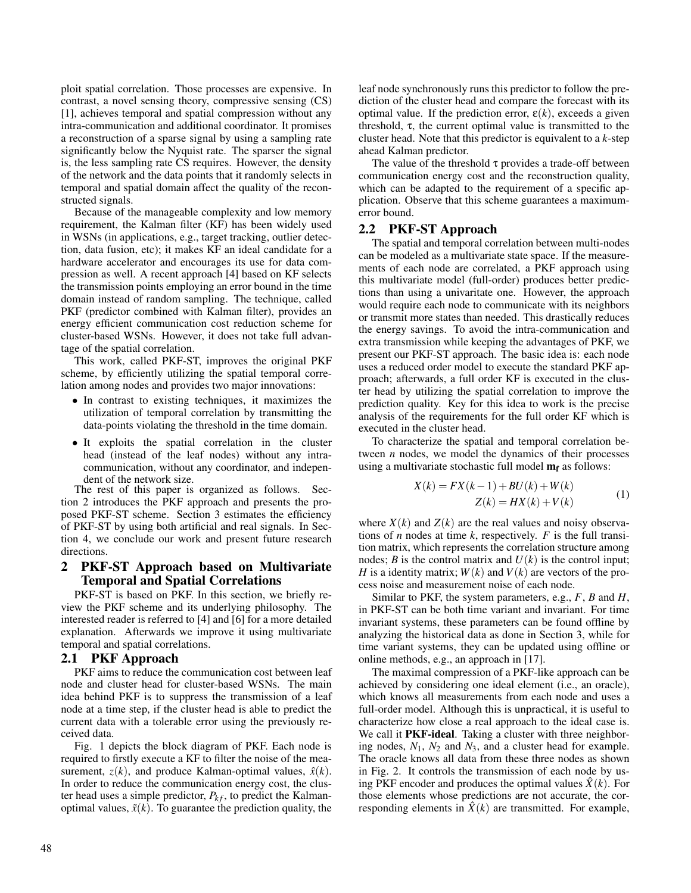ploit spatial correlation. Those processes are expensive. In contrast, a novel sensing theory, compressive sensing (CS) [1], achieves temporal and spatial compression without any intra-communication and additional coordinator. It promises a reconstruction of a sparse signal by using a sampling rate significantly below the Nyquist rate. The sparser the signal is, the less sampling rate CS requires. However, the density of the network and the data points that it randomly selects in temporal and spatial domain affect the quality of the reconstructed signals.

Because of the manageable complexity and low memory requirement, the Kalman filter (KF) has been widely used in WSNs (in applications, e.g., target tracking, outlier detection, data fusion, etc); it makes KF an ideal candidate for a hardware accelerator and encourages its use for data compression as well. A recent approach [4] based on KF selects the transmission points employing an error bound in the time domain instead of random sampling. The technique, called PKF (predictor combined with Kalman filter), provides an energy efficient communication cost reduction scheme for cluster-based WSNs. However, it does not take full advantage of the spatial correlation.

This work, called PKF-ST, improves the original PKF scheme, by efficiently utilizing the spatial temporal correlation among nodes and provides two major innovations:

- In contrast to existing techniques, it maximizes the utilization of temporal correlation by transmitting the data-points violating the threshold in the time domain.
- It exploits the spatial correlation in the cluster head (instead of the leaf nodes) without any intra-communication, without any coordinator, and independent of the network size.

The rest of this paper is organized as follows. Section 2 introduces the PKF approach and presents the proposed PKF-ST scheme. Section 3 estimates the efficiency of PKF-ST by using both artificial and real signals. In Section 4, we conclude our work and present future research directions.

## 2 PKF-ST Approach based on Multivariate Temporal and Spatial Correlations

PKF-ST is based on PKF. In this section, we briefly review the PKF scheme and its underlying philosophy. The interested reader is referred to [4] and [6] for a more detailed explanation. Afterwards we improve it using multivariate temporal and spatial correlations.

### 2.1 PKF Approach

PKF aims to reduce the communication cost between leaf node and cluster head for cluster-based WSNs. The main idea behind PKF is to suppress the transmission of a leaf node at a time step, if the cluster head is able to predict the current data with a tolerable error using the previously received data.

Fig. 1 depicts the block diagram of PKF. Each node is required to firstly execute a KF to filter the noise of the measurement, $z(k)$, and produce Kalman-optimal values, $\hat{x}(k)$. In order to reduce the communication energy cost, the cluster head uses a simple predictor, $P_{kf}$, to predict the Kalman-optimal values, $\tilde{x}(k)$. To guarantee the prediction quality, the leaf node synchronously runs this predictor to follow the prediction of the cluster head and compare the forecast with its optimal value. If the prediction error, $\varepsilon(k)$, exceeds a given threshold, $\tau$, the current optimal value is transmitted to the cluster head. Note that this predictor is equivalent to a $k$-step ahead Kalman predictor.

The value of the threshold $\tau$ provides a trade-off between communication energy cost and the reconstruction quality, which can be adapted to the requirement of a specific application. Observe that this scheme guarantees a maximum-error bound.

### 2.2 PKF-ST Approach

The spatial and temporal correlation between multi-nodes can be modeled as a multivariate state space. If the measurements of each node are correlated, a PKF approach using this multivariate model (full-order) produces better predictions than using a univaritate one. However, the approach would require each node to communicate with its neighbors or transmit more states than needed. This drastically reduces the energy savings. To avoid the intra-communication and extra transmission while keeping the advantages of PKF, we present our PKF-ST approach. The basic idea is: each node uses a reduced order model to execute the standard PKF approach; afterwards, a full order KF is executed in the cluster head by utilizing the spatial correlation to improve the prediction quality. Key for this idea to work is the precise analysis of the requirements for the full order KF which is executed in the cluster head.

To characterize the spatial and temporal correlation between $n$ nodes, we model the dynamics of their processes using a multivariate stochastic full model $\mathbf{m_f}$ as follows:

$$
\begin{aligned}
X(k) &= FX(k-1) + BU(k) + W(k) \\
Z(k) &= HX(k) + V(k)
\end{aligned}
\tag{1}
$$

where $X(k)$ and $Z(k)$ are the real values and noisy observations of $n$ nodes at time $k$, respectively. $F$ is the full transition matrix, which represents the correlation structure among nodes; $B$ is the control matrix and $U(k)$ is the control input; $H$ is a identity matrix; $W(k)$ and $V(k)$ are vectors of the process noise and measurement noise of each node.

Similar to PKF, the system parameters, e.g., $F$, $B$ and $H$, in PKF-ST can be both time variant and invariant. For time invariant systems, these parameters can be found offline by analyzing the historical data as done in Section 3, while for time variant systems, they can be updated using offline or online methods, e.g., an approach in [17].

The maximal compression of a PKF-like approach can be achieved by considering one ideal element (i.e., an oracle), which knows all measurements from each node and uses a full-order model. Although this is unpractical, it is useful to characterize how close a real approach to the ideal case is. We call it **PKF-ideal**. Taking a cluster with three neighboring nodes, $N_1$, $N_2$ and $N_3$, and a cluster head for example. The oracle knows all data from these three nodes as shown in Fig. 2. It controls the transmission of each node by using PKF encoder and produces the optimal values $\hat{X}(k)$. For those elements whose predictions are not accurate, the corresponding elements in $\hat{X}(k)$ are transmitted. For example,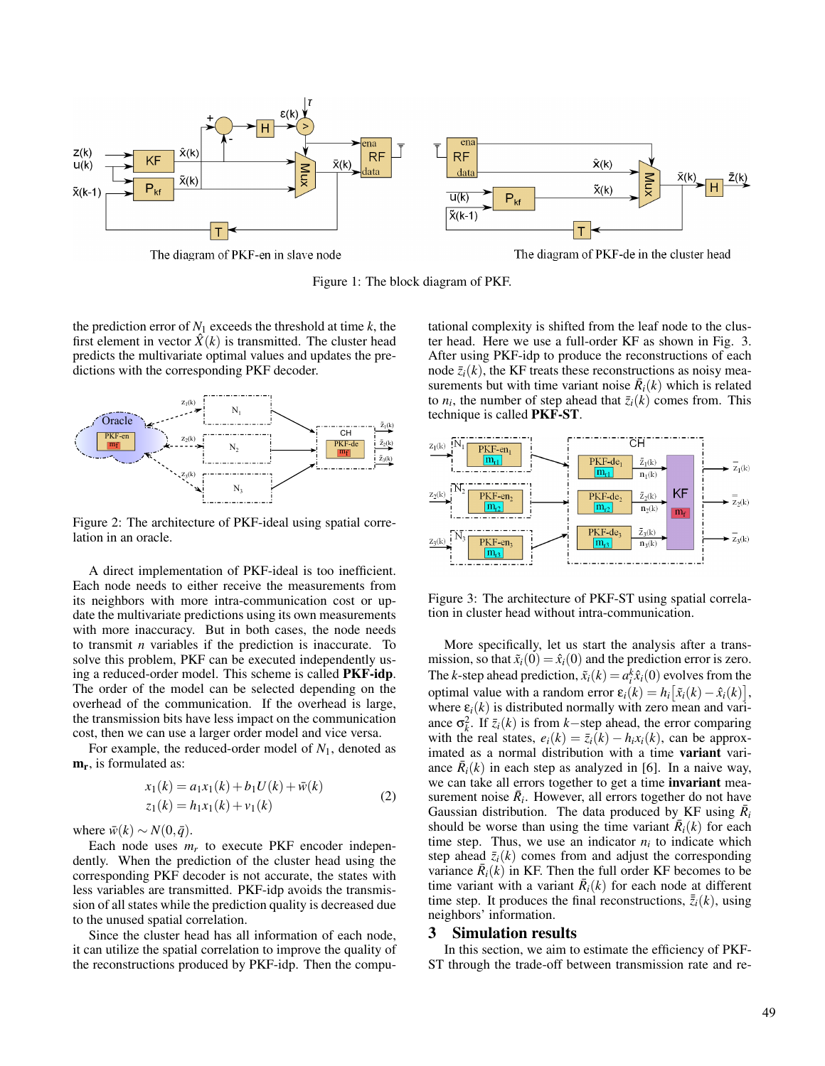Figure 1: The block diagram of PKF.

the prediction error of $N_1$ exceeds the threshold at time $k$, the first element in vector $\hat{X}(k)$ is transmitted. The cluster head predicts the multivariate optimal values and updates the predictions with the corresponding PKF decoder.

Figure 2: The architecture of PKF-ideal using spatial correlation in an oracle.

A direct implementation of PKF-ideal is too inefficient. Each node needs to either receive the measurements from its neighbors with more intra-communication cost or update the multivariate predictions using its own measurements with more inaccuracy. But in both cases, the node needs to transmit $n$ variables if the prediction is inaccurate. To solve this problem, PKF can be executed independently using a reduced-order model. This scheme is called **PKF-idp**. The order of the model can be selected depending on the overhead of the communication. If the overhead is large, the transmission bits have less impact on the communication cost, then we can use a larger order model and vice versa.

For example, the reduced-order model of $N_1$, denoted as $\mathbf{m_r}$, is formulated as:

$$
\begin{aligned}
x_1(k) &= a_1 x_1(k) + b_1 U(k) + \bar{w}(k) \\
z_1(k) &= h_1 x_1(k) + v_1(k)
\end{aligned}
\tag{2}
$$

where $\bar{w}(k) \sim N(0, \bar{q})$.

Each node uses $m_r$ to execute PKF encoder independently. When the prediction of the cluster head using the corresponding PKF decoder is not accurate, the states with less variables are transmitted. PKF-idp avoids the transmission of all states while the prediction quality is decreased due to the unused spatial correlation.

Since the cluster head has all information of each node, it can utilize the spatial correlation to improve the quality of the reconstructions produced by PKF-idp. Then the computational complexity is shifted from the leaf node to the cluster head. Here we use a full-order KF as shown in Fig. 3. After using PKF-idp to produce the reconstructions of each node $\bar{z}_i(k)$, the KF treats these reconstructions as noisy measurements but with time variant noise $\bar{R}_i(k)$ which is related to $n_i$, the number of step ahead that $\bar{z}_i(k)$ comes from. This technique is called **PKF-ST**.

Figure 3: The architecture of PKF-ST using spatial correlation in cluster head without intra-communication.

More specifically, let us start the analysis after a transmission, so that $\tilde{x}_i(0) = \hat{x}_i(0)$ and the prediction error is zero. The $k$-step ahead prediction, $\tilde{x}_i(k) = a_i^k \hat{x}_i(0)$ evolves from the optimal value with a random error $\varepsilon_i(k) = h_i\left[\tilde{x}_i(k) - \hat{x}_i(k)\right]$, where $\varepsilon_i(k)$ is distributed normally with zero mean and variance $\sigma_k^2$. If $\bar{z}_i(k)$ is from $k-$step ahead, the error comparing with the real states, $e_i(k) = \bar{z}_i(k) - h_i x_i(k)$, can be approximated as a normal distribution with a time **variant** variance $\bar{R}_i(k)$ in each step as analyzed in [6]. In a naive way, we can take all errors together to get a time **invariant** measurement noise $\bar{R}_i$. However, all errors together do not have Gaussian distribution. The data produced by KF using $\bar{R}_i$ should be worse than using the time variant $\bar{R}_i(k)$ for each time step. Thus, we use an indicator $n_i$ to indicate which step ahead $\bar{z}_i(k)$ comes from and adjust the corresponding variance $\bar{R}_i(k)$ in KF. Then the full order KF becomes to be time variant with a variant $\bar{R}_i(k)$ for each node at different time step. It produces the final reconstructions, $\bar{\bar{z}}_i(k)$, using neighbors' information.

## 3 Simulation results

In this section, we aim to estimate the efficiency of PKF-ST through the trade-off between transmission rate and re-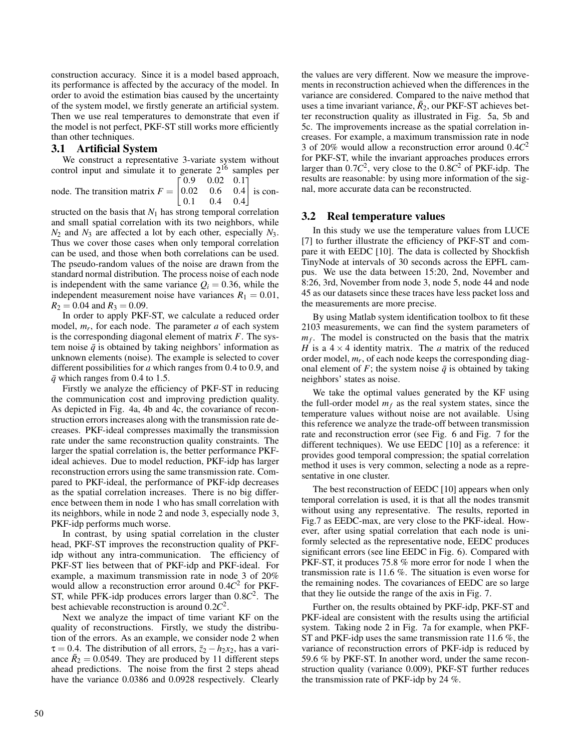construction accuracy. Since it is a model based approach, its performance is affected by the accuracy of the model. In order to avoid the estimation bias caused by the uncertainty of the system model, we firstly generate an artificial system. Then we use real temperatures to demonstrate that even if the model is not perfect, PKF-ST still works more efficiently than other techniques.

### 3.1 Artificial System

We construct a representative 3-variate system without control input and simulate it to generate $2^{16}$ samples per node. The transition matrix $F = \begin{bmatrix} 0.9 & 0.02 & 0.1 \\ 0.02 & 0.6 & 0.4 \\ 0.1 & 0.4 & 0.4 \end{bmatrix}$ is constructed on the basis that $N_1$ has strong temporal correlation and small spatial correlation with its two neighbors, while $N_2$ and $N_3$ are affected a lot by each other, especially $N_3$. Thus we cover those cases when only temporal correlation can be used, and those when both correlations can be used. The pseudo-random values of the noise are drawn from the standard normal distribution. The process noise of each node is independent with the same variance $Q_i = 0.36$, while the independent measurement noise have variances $R_1 = 0.01$, $R_2 = 0.04$ and $R_3 = 0.09$.

In order to apply PKF-ST, we calculate a reduced order model, $m_r$, for each node. The parameter $a$ of each system is the corresponding diagonal element of matrix $F$. The system noise $\bar{q}$ is obtained by taking neighbors' information as unknown elements (noise). The example is selected to cover different possibilities for $a$ which ranges from 0.4 to 0.9, and $\bar{q}$ which ranges from 0.4 to 1.5.

Firstly we analyze the efficiency of PKF-ST in reducing the communication cost and improving prediction quality. As depicted in Fig. 4a, 4b and 4c, the covariance of reconstruction errors increases along with the transmission rate decreases. PKF-ideal compresses maximally the transmission rate under the same reconstruction quality constraints. The larger the spatial correlation is, the better performance PKF-ideal achieves. Due to model reduction, PKF-idp has larger reconstruction errors using the same transmission rate. Compared to PKF-ideal, the performance of PKF-idp decreases as the spatial correlation increases. There is no big difference between them in node 1 who has small correlation with its neighbors, while in node 2 and node 3, especially node 3, PKF-idp performs much worse.

In contrast, by using spatial correlation in the cluster head, PKF-ST improves the reconstruction quality of PKF-idp without any intra-communication. The efficiency of PKF-ST lies between that of PKF-idp and PKF-ideal. For example, a maximum transmission rate in node 3 of 20% would allow a reconstruction error around $0.4C^2$ for PKF-ST, while PFK-idp produces errors larger than $0.8C^2$. The best achievable reconstruction is around $0.2C^2$.

Next we analyze the impact of time variant KF on the quality of reconstructions. Firstly, we study the distribution of the errors. As an example, we consider node 2 when $\tau = 0.4$. The distribution of all errors, $\bar{z}_2 - h_2x_2$, has a variance $\bar{R}_2 = 0.0549$. They are produced by 11 different steps ahead predictions. The noise from the first 2 steps ahead have the variance 0.0386 and 0.0928 respectively. Clearly the values are very different. Now we measure the improvements in reconstruction achieved when the differences in the variance are considered. Compared to the naive method that uses a time invariant variance, $\bar{R}_2$, our PKF-ST achieves better reconstruction quality as illustrated in Fig. 5a, 5b and 5c. The improvements increase as the spatial correlation increases. For example, a maximum transmission rate in node 3 of 20% would allow a reconstruction error around $0.4C^2$ for PKF-ST, while the invariant approaches produces errors larger than $0.7C^2$, very close to the $0.8C^2$ of PKF-idp. The results are reasonable: by using more information of the signal, more accurate data can be reconstructed.

### 3.2 Real temperature values

In this study we use the temperature values from LUCE [7] to further illustrate the efficiency of PKF-ST and compare it with EEDC [10]. The data is collected by Shockfish TinyNode at intervals of 30 seconds across the EPFL campus. We use the data between 15:20, 2nd, November and 8:26, 3rd, November from node 3, node 5, node 44 and node 45 as our datasets since these traces have less packet loss and the measurements are more precise.

By using Matlab system identification toolbox to fit these 2103 measurements, we can find the system parameters of $m_f$. The model is constructed on the basis that the matrix $H$ is a $4 \times 4$ identity matrix. The $a$ matrix of the reduced order model, $m_r$, of each node keeps the corresponding diagonal element of $F$; the system noise $\bar{q}$ is obtained by taking neighbors' states as noise.

We take the optimal values generated by the KF using the full-order model $m_f$ as the real system states, since the temperature values without noise are not available. Using this reference we analyze the trade-off between transmission rate and reconstruction error (see Fig. 6 and Fig. 7 for the different techniques). We use EEDC [10] as a reference: it provides good temporal compression; the spatial correlation method it uses is very common, selecting a node as a representative in one cluster.

The best reconstruction of EEDC [10] appears when only temporal correlation is used, it is that all the nodes transmit without using any representative. The results, reported in Fig.7 as EEDC-max, are very close to the PKF-ideal. However, after using spatial correlation that each node is uniformly selected as the representative node, EEDC produces significant errors (see line EEDC in Fig. 6). Compared with PKF-ST, it produces 75.8 % more error for node 1 when the transmission rate is 11.6 %. The situation is even worse for the remaining nodes. The covariances of EEDC are so large that they lie outside the range of the axis in Fig. 7.

Further on, the results obtained by PKF-idp, PKF-ST and PKF-ideal are consistent with the results using the artificial system. Taking node 2 in Fig. 7a for example, when PKF-ST and PKF-idp uses the same transmission rate 11.6 %, the variance of reconstruction errors of PKF-idp is reduced by 59.6 % by PKF-ST. In another word, under the same reconstruction quality (variance 0.009), PKF-ST further reduces the transmission rate of PKF-idp by 24 %.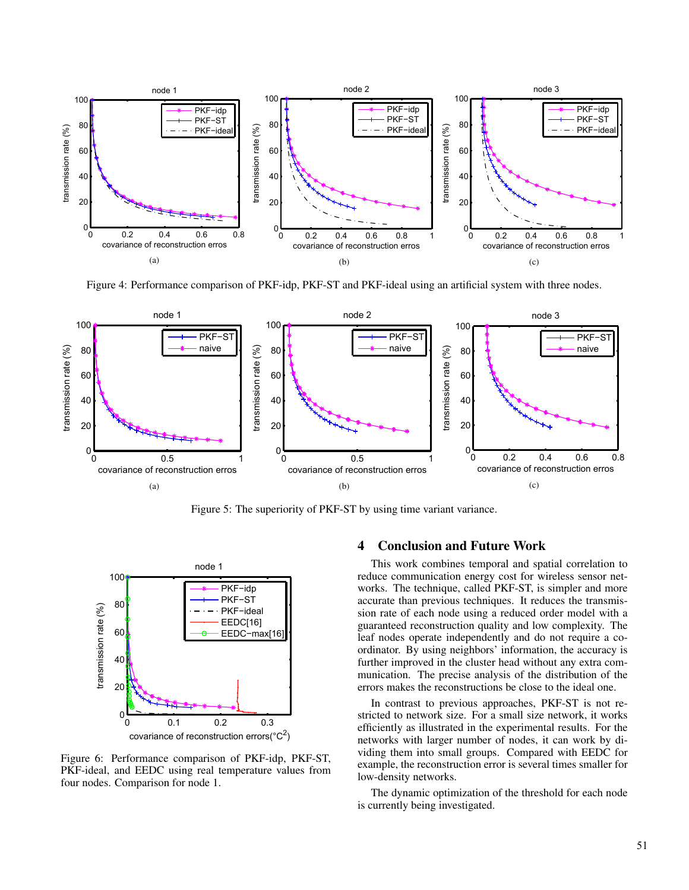Figure 4: Performance comparison of PKF-idp, PKF-ST and PKF-ideal using an artificial system with three nodes.

Figure 5: The superiority of PKF-ST by using time variant variance.

Figure 6: Performance comparison of PKF-idp, PKF-ST, PKF-ideal, and EEDC using real temperature values from four nodes. Comparison for node 1.

## 4 Conclusion and Future Work

This work combines temporal and spatial correlation to reduce communication energy cost for wireless sensor networks. The technique, called PKF-ST, is simpler and more accurate than previous techniques. It reduces the transmission rate of each node using a reduced order model with a guaranteed reconstruction quality and low complexity. The leaf nodes operate independently and do not require a coordinator. By using neighbors' information, the accuracy is further improved in the cluster head without any extra communication. The precise analysis of the distribution of the errors makes the reconstructions be close to the ideal one.

In contrast to previous approaches, PKF-ST is not restricted to network size. For a small size network, it works efficiently as illustrated in the experimental results. For the networks with larger number of nodes, it can work by dividing them into small groups. Compared with EEDC for example, the reconstruction error is several times smaller for low-density networks.

The dynamic optimization of the threshold for each node is currently being investigated.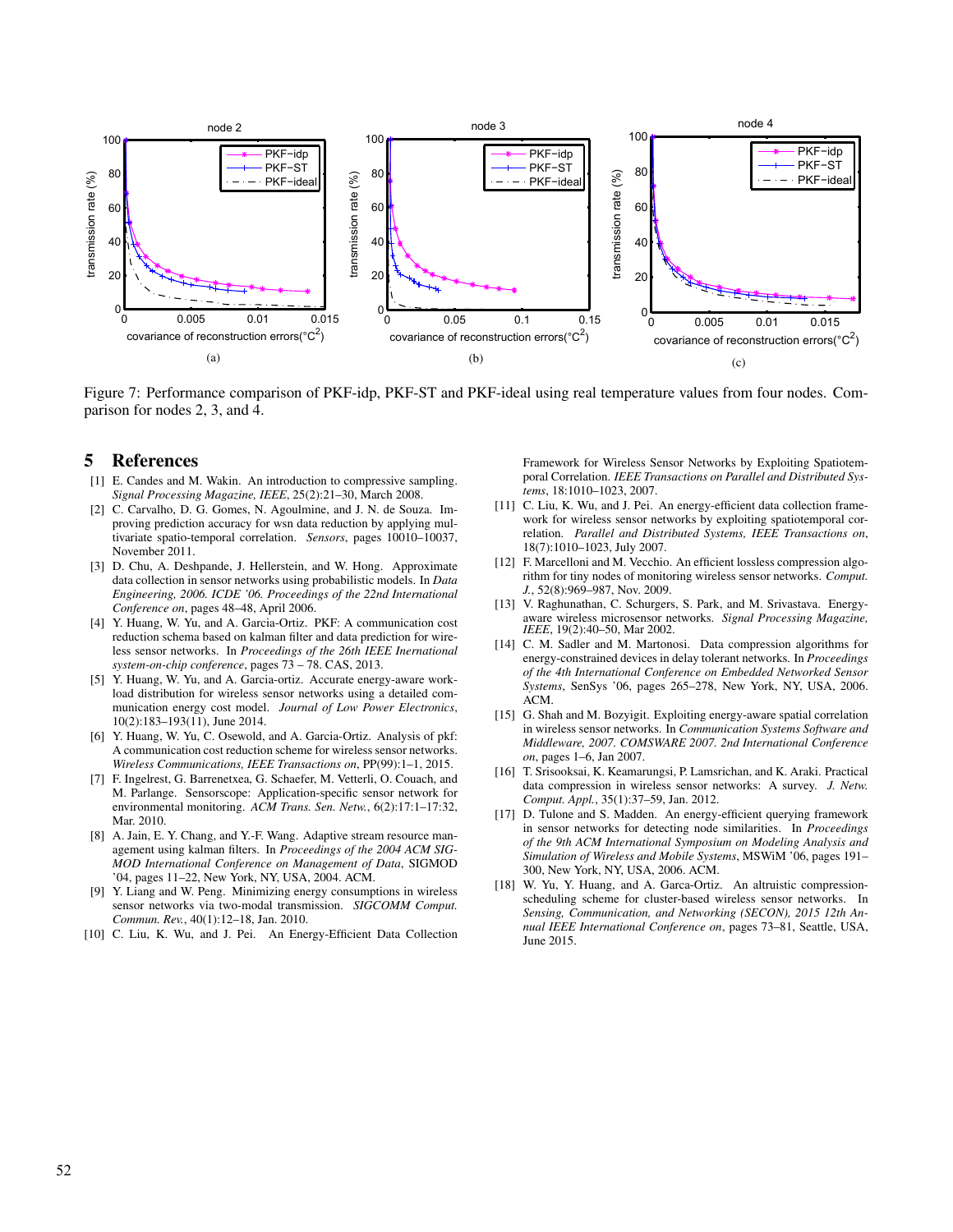node 2

100
80
60
40
20
0

transmission rate (%)

0 0.005 0.01 0.015

covariance of reconstruction errors(°C$^2$)

PKF−idp
PKF−ST
PKF−ideal

(a)

node 3

100
80
60
40
20
0

transmission rate (%)

0 0.05 0.1 0.15

covariance of reconstruction errors(°C$^2$)

PKF−idp
PKF−ST
PKF−ideal

(b)

node 4

100
80
60
40
20
0

transmission rate (%)

0 0.005 0.01 0.015

covariance of reconstruction errors(°C$^2$)

PKF−idp
PKF−ST
PKF−ideal

(c)

Figure 7: Performance comparison of PKF-idp, PKF-ST and PKF-ideal using real temperature values from four nodes. Comparison for nodes 2, 3, and 4.

# 5 References

[1] E. Candes and M. Wakin. An introduction to compressive sampling. *Signal Processing Magazine, IEEE*, 25(2):21–30, March 2008.

[2] C. Carvalho, D. G. Gomes, N. Agoulmine, and J. N. de Souza. Improving prediction accuracy for wsn data reduction by applying multivariate spatio-temporal correlation. *Sensors*, pages 10010–10037, November 2011.

[3] D. Chu, A. Deshpande, J. Hellerstein, and W. Hong. Approximate data collection in sensor networks using probabilistic models. In *Data Engineering, 2006. ICDE '06. Proceedings of the 22nd International Conference on*, pages 48–48, April 2006.

[4] Y. Huang, W. Yu, and A. Garcia-Ortiz. PKF: A communication cost reduction schema based on kalman filter and data prediction for wireless sensor networks. In *Proceedings of the 26th IEEE Inernational system-on-chip conference*, pages 73 – 78. CAS, 2013.

[5] Y. Huang, W. Yu, and A. Garcia-ortiz. Accurate energy-aware workload distribution for wireless sensor networks using a detailed communication energy cost model. *Journal of Low Power Electronics*, 10(2):183–193(11), June 2014.

[6] Y. Huang, W. Yu, C. Osewold, and A. Garcia-Ortiz. Analysis of pkf: A communication cost reduction scheme for wireless sensor networks. *Wireless Communications, IEEE Transactions on*, PP(99):1–1, 2015.

[7] F. Ingelrest, G. Barrenetxea, G. Schaefer, M. Vetterli, O. Couach, and M. Parlange. Sensorscope: Application-specific sensor network for environmental monitoring. *ACM Trans. Sen. Netw.*, 6(2):17:1–17:32, Mar. 2010.

[8] A. Jain, E. Y. Chang, and Y.-F. Wang. Adaptive stream resource management using kalman filters. In *Proceedings of the 2004 ACM SIGMOD International Conference on Management of Data*, SIGMOD '04, pages 11–22, New York, NY, USA, 2004. ACM.

[9] Y. Liang and W. Peng. Minimizing energy consumptions in wireless sensor networks via two-modal transmission. *SIGCOMM Comput. Commun. Rev.*, 40(1):12–18, Jan. 2010.

[10] C. Liu, K. Wu, and J. Pei. An Energy-Efficient Data Collection Framework for Wireless Sensor Networks by Exploiting Spatiotemporal Correlation. *IEEE Transactions on Parallel and Distributed Systems*, 18:1010–1023, 2007.

[11] C. Liu, K. Wu, and J. Pei. An energy-efficient data collection framework for wireless sensor networks by exploiting spatiotemporal correlation. *Parallel and Distributed Systems, IEEE Transactions on*, 18(7):1010–1023, July 2007.

[12] F. Marcelloni and M. Vecchio. An efficient lossless compression algorithm for tiny nodes of monitoring wireless sensor networks. *Comput. J.*, 52(8):969–987, Nov. 2009.

[13] V. Raghunathan, C. Schurgers, S. Park, and M. Srivastava. Energy-aware wireless microsensor networks. *Signal Processing Magazine, IEEE*, 19(2):40–50, Mar 2002.

[14] C. M. Sadler and M. Martonosi. Data compression algorithms for energy-constrained devices in delay tolerant networks. In *Proceedings of the 4th International Conference on Embedded Networked Sensor Systems*, SenSys '06, pages 265–278, New York, NY, USA, 2006. ACM.

[15] G. Shah and M. Bozyigit. Exploiting energy-aware spatial correlation in wireless sensor networks. In *Communication Systems Software and Middleware, 2007. COMSWARE 2007. 2nd International Conference on*, pages 1–6, Jan 2007.

[16] T. Srisooksai, K. Keamarungsi, P. Lamsrichan, and K. Araki. Practical data compression in wireless sensor networks: A survey. *J. Netw. Comput. Appl.*, 35(1):37–59, Jan. 2012.

[17] D. Tulone and S. Madden. An energy-efficient querying framework in sensor networks for detecting node similarities. In *Proceedings of the 9th ACM International Symposium on Modeling Analysis and Simulation of Wireless and Mobile Systems*, MSWiM '06, pages 191–300, New York, NY, USA, 2006. ACM.

[18] W. Yu, Y. Huang, and A. Garca-Ortiz. An altruistic compression-scheduling scheme for cluster-based wireless sensor networks. In *Sensing, Communication, and Networking (SECON), 2015 12th Annual IEEE International Conference on*, pages 73–81, Seattle, USA, June 2015.